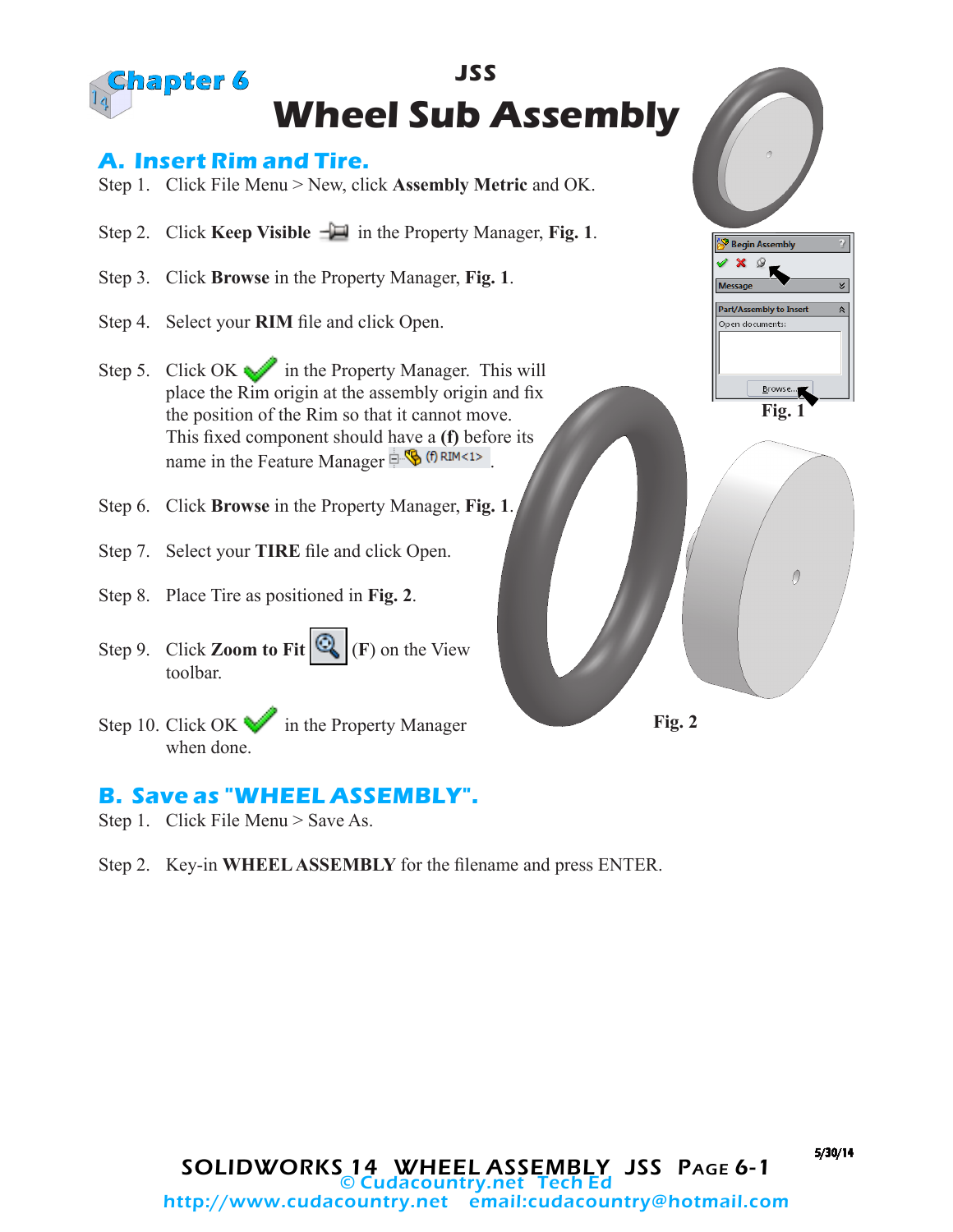# Chapter 6

JSS

# Wheel Sub Assembly

## A. Insert Rim and Tire.

Step 1. Click File Menu > New, click **Assembly Metric** and OK.

Step 2. Click **Keep Visible** in the Property Manager, **Fig. 1**.

Step 3. Click **Browse** in the Property Manager, **Fig. 1**.

Step 4. Select your **RIM** file and click Open.

Step 5. Click OK in the Property Manager. This will place the Rim origin at the assembly origin and fix the position of the Rim so that it cannot move. This fixed component should have a **(f)** before its name in the Feature Manager (f) RIM<1> .

Step 6. Click **Browse** in the Property Manager, **Fig. 1**.

Step 7. Select your **TIRE** file and click Open.

Step 8. Place Tire as positioned in **Fig. 2**.

Step 9. Click **Zoom to Fit** (**F**) on the View toolbar.

Step 10. Click OK in the Property Manager when done.

**Fig. 1**

**Fig. 2**

## B. Save as "WHEEL ASSEMBLY".

Step 1. Click File Menu > Save As.

Step 2. Key-in **WHEEL ASSEMBLY** for the filename and press ENTER.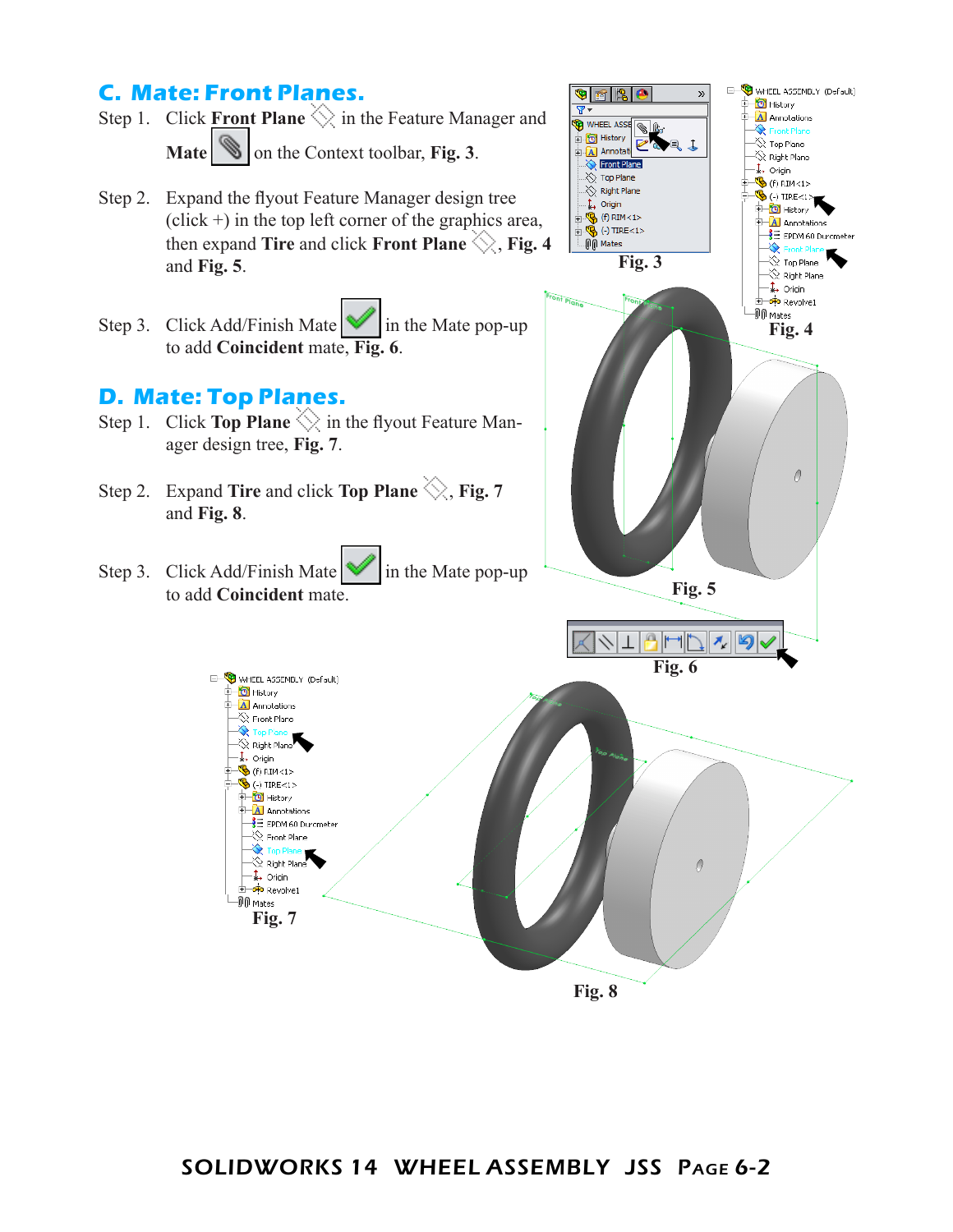## C. Mate: Front Planes.

Step 1. Click **Front Plane** in the Feature Manager and **Mate** on the Context toolbar, **Fig. 3**.

Step 2. Expand the flyout Feature Manager design tree (click +) in the top left corner of the graphics area, then expand **Tire** and click **Front Plane**, **Fig. 4** and **Fig. 5**.

Step 3. Click Add/Finish Mate in the Mate pop-up to add **Coincident** mate, **Fig. 6**.

## D. Mate: Top Planes.

Step 1. Click **Top Plane** in the flyout Feature Manager design tree, **Fig. 7**.

Step 2. Expand **Tire** and click **Top Plane**, **Fig. 7** and **Fig. 8**.

Step 3. Click Add/Finish Mate in the Mate pop-up to add **Coincident** mate.

**Fig. 3**

**Fig. 4**

**Fig. 5**

**Fig. 6**

**Fig. 7**

**Fig. 8**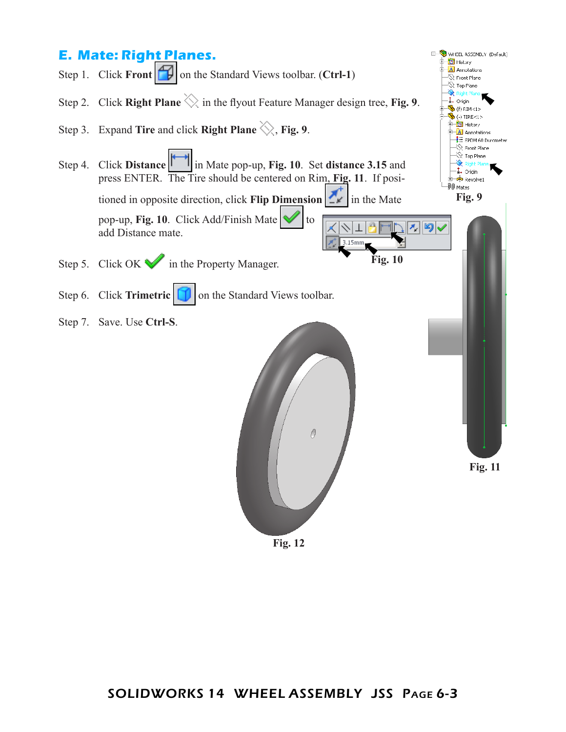## E. Mate: Right Planes.

Step 1. Click **Front** on the Standard Views toolbar. (**Ctrl-1**)

Step 2. Click **Right Plane** in the flyout Feature Manager design tree, **Fig. 9**.

Step 3. Expand **Tire** and click **Right Plane**, **Fig. 9**.

Step 4. Click **Distance** in Mate pop-up, **Fig. 10**. Set **distance 3.15** and press ENTER. The Tire should be centered on Rim, **Fig. 11**. If positioned in opposite direction, click **Flip Dimension** in the Mate pop-up, **Fig. 10**. Click Add/Finish Mate to add Distance mate.

Step 5. Click OK in the Property Manager.

Step 6. Click **Trimetric** on the Standard Views toolbar.

Step 7. Save. Use **Ctrl-S**.

WHEEL ASSEMBLY (Default)
History
Annotations
Front Plane
Top Plane
Right Plane
Origin
(f) RIM<1>
(-) TIRE<1>
History
Annotations
EPDM 60 Durometer
Front Plane
Top Plane
Right Plane
Origin
Revolve1
Mates

**Fig. 9**

3.15mm

**Fig. 10**

**Fig. 11**

**Fig. 12**